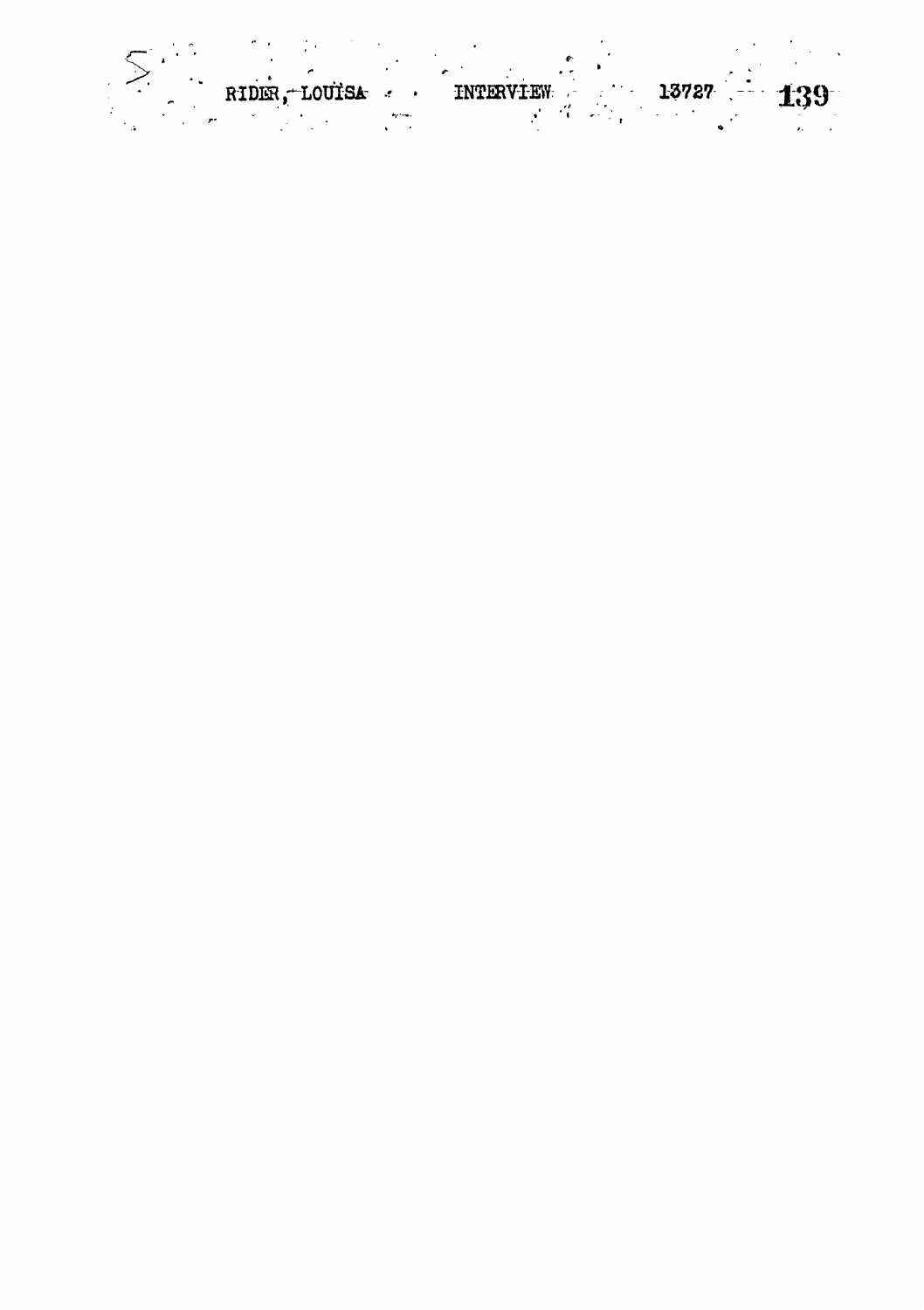RIDER, LOUISA INTERVIEW 13727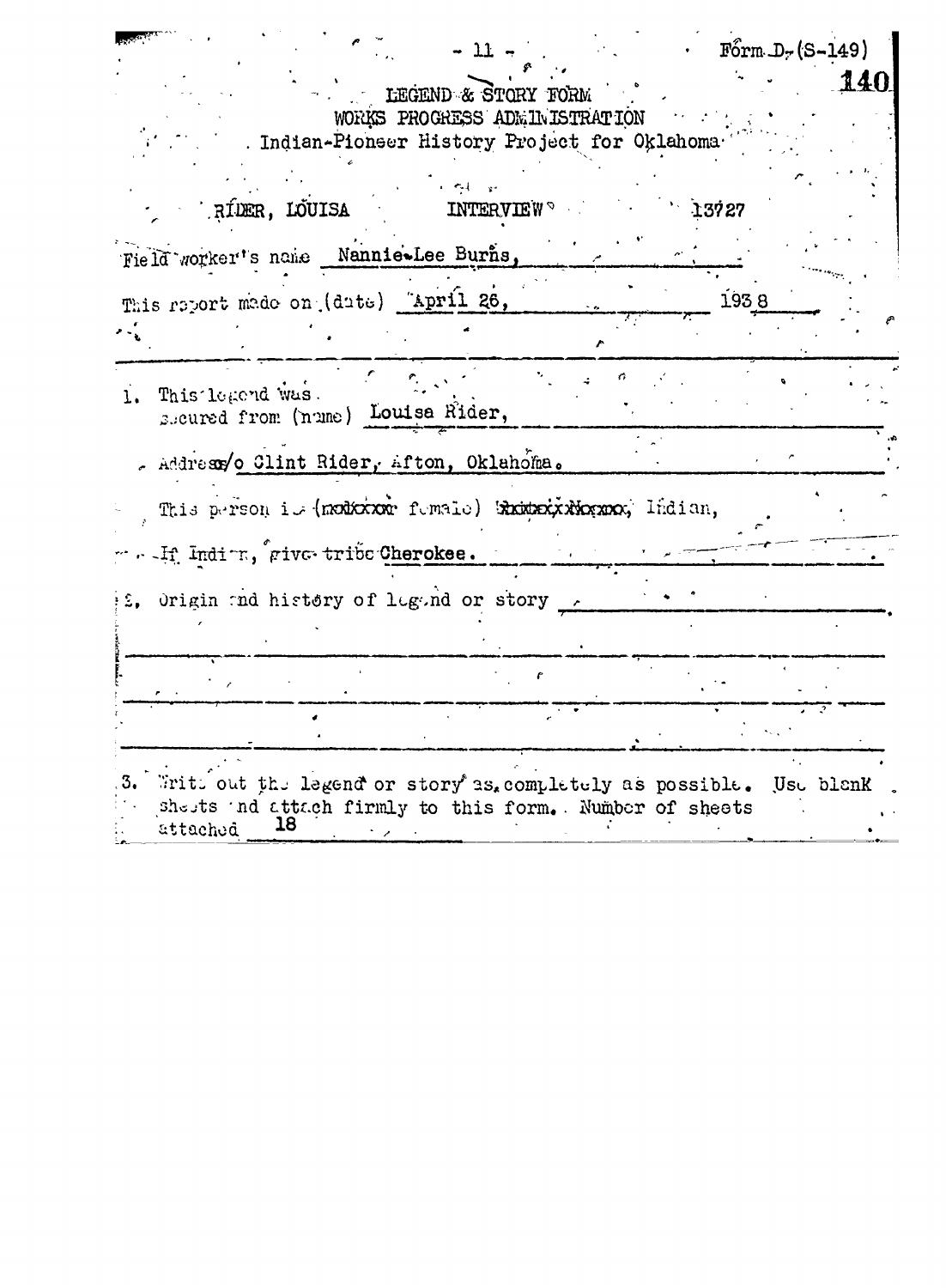Form D-(S-149)

140

LEGEND & STORY FORM
WORKS PROGRESS ADMINISTRATION
Indian-Pioneer History Project for Oklahoma

RIDER, LOUISA INTERVIEW 13727

Field worker's name Nannie Lee Burns,

This report made on (date) April 26, 1938

1. This legend was secured from (name) Louisa Rider,

 Address c/o Clint Rider, Afton, Oklahoma.

 This person is (~~male~~ female) ~~White, Negro,~~ Indian,

 If Indian, give tribe Cherokee.

2. Origin and history of legend or story

3. Write out the legend or story as completely as possible. Use blank sheets and attach firmly to this form. Number of sheets attached 18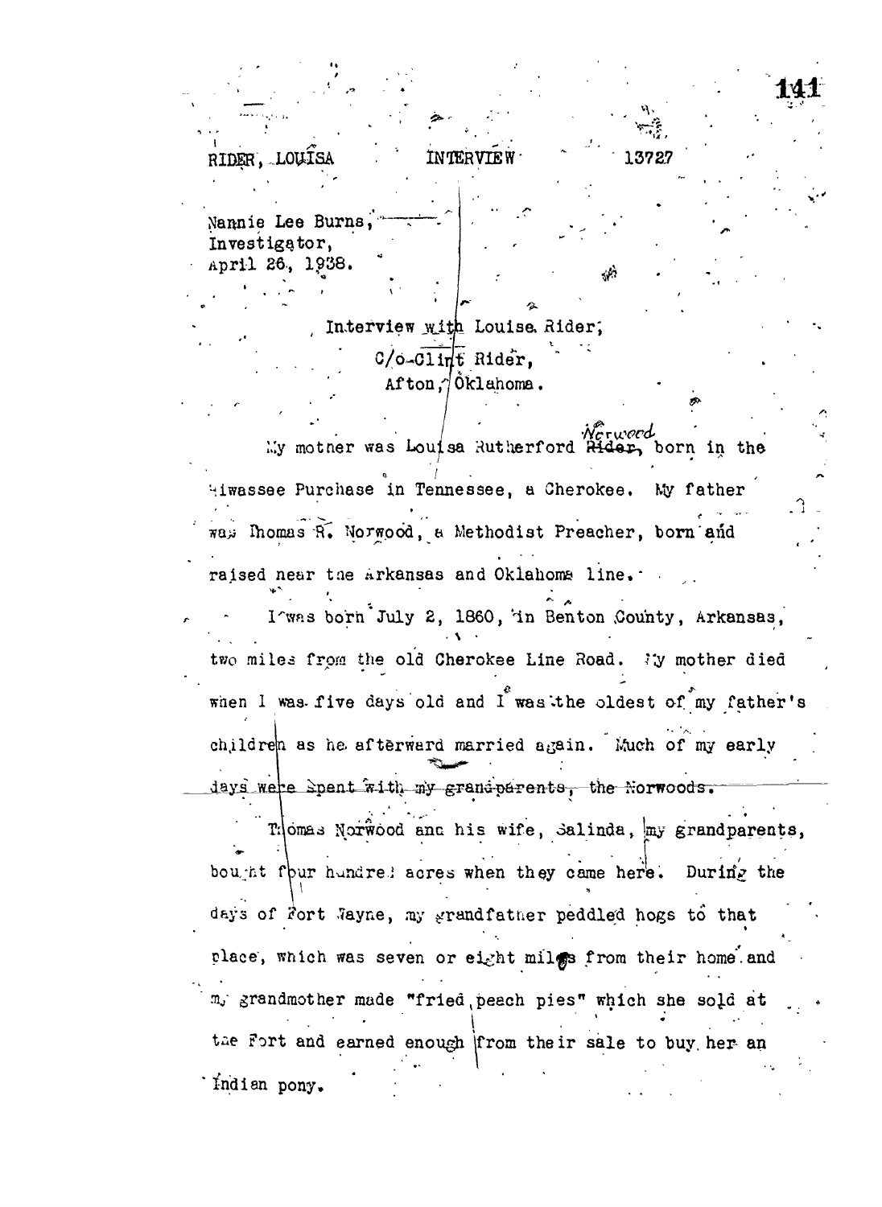RIDER, LOUISA INTERVIEW 13727

Nannie Lee Burns,
Investigator,
April 26, 1938.

Interview with Louise Rider,
C/o Clint Rider,
Afton, Oklahoma.

My mother was Louisa Rutherford ~~Rider~~ Norwood, born in the Hiwassee Purchase in Tennessee, a Cherokee. My father was Thomas R. Norwood, a Methodist Preacher, born and raised near the Arkansas and Oklahoma line.

I was born July 2, 1860, in Benton County, Arkansas, two miles from the old Cherokee Line Road. My mother died when I was five days old and I was the oldest of my father's children as he afterward married again. Much of my early days were spent with my grandparents, the Norwoods.

Thomas Norwood and his wife, Salinda, my grandparents, bought four hundred acres when they came here. During the days of Fort Wayne, my grandfather peddled hogs to that place, which was seven or eight miles from their home and my grandmother made "fried peach pies" which she sold at the Fort and earned enough from their sale to buy her an Indian pony.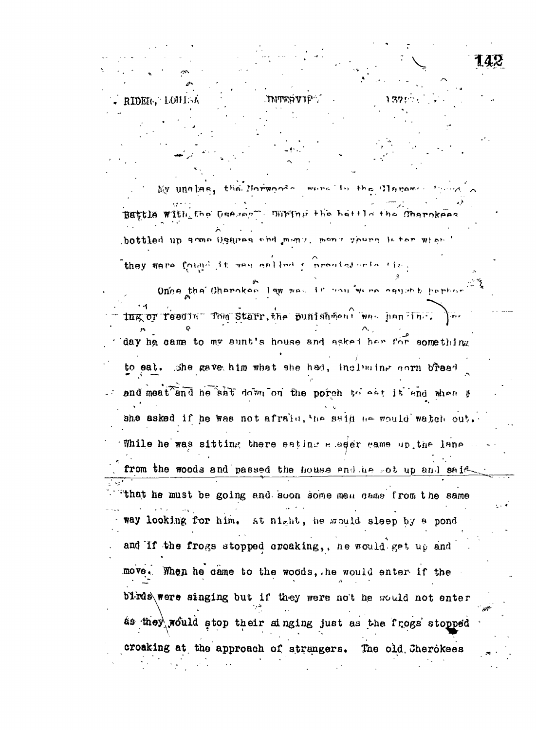My uncles, the Norwoods, were in the Claremore Mound Battle with the Osages. During the battle the Cherokees bottled up some Osages and many, many years later when they were found it was called a prehistoric find.

Once the Cherokee law was, if you were caught harboring or feeding Tom Starr, the punishment was hanging. One day he came to my aunt's house and asked her for something to eat. She gave him what she had, including corn bread and meat and he sat down on the porch to eat it and when she asked if he was not afraid, he said he would watch out. While he was sitting there eating a deer came up the lane from the woods and passed the house and he got up and said that he must be going and soon some men came from the same way looking for him. At night, he would sleep by a pond and if the frogs stopped croaking,, he would get up and move. When he came to the woods, he would enter if the birds were singing but if they were not he would not enter as they would stop their singing just as the frogs stopped croaking at the approach of strangers. The old Cherokees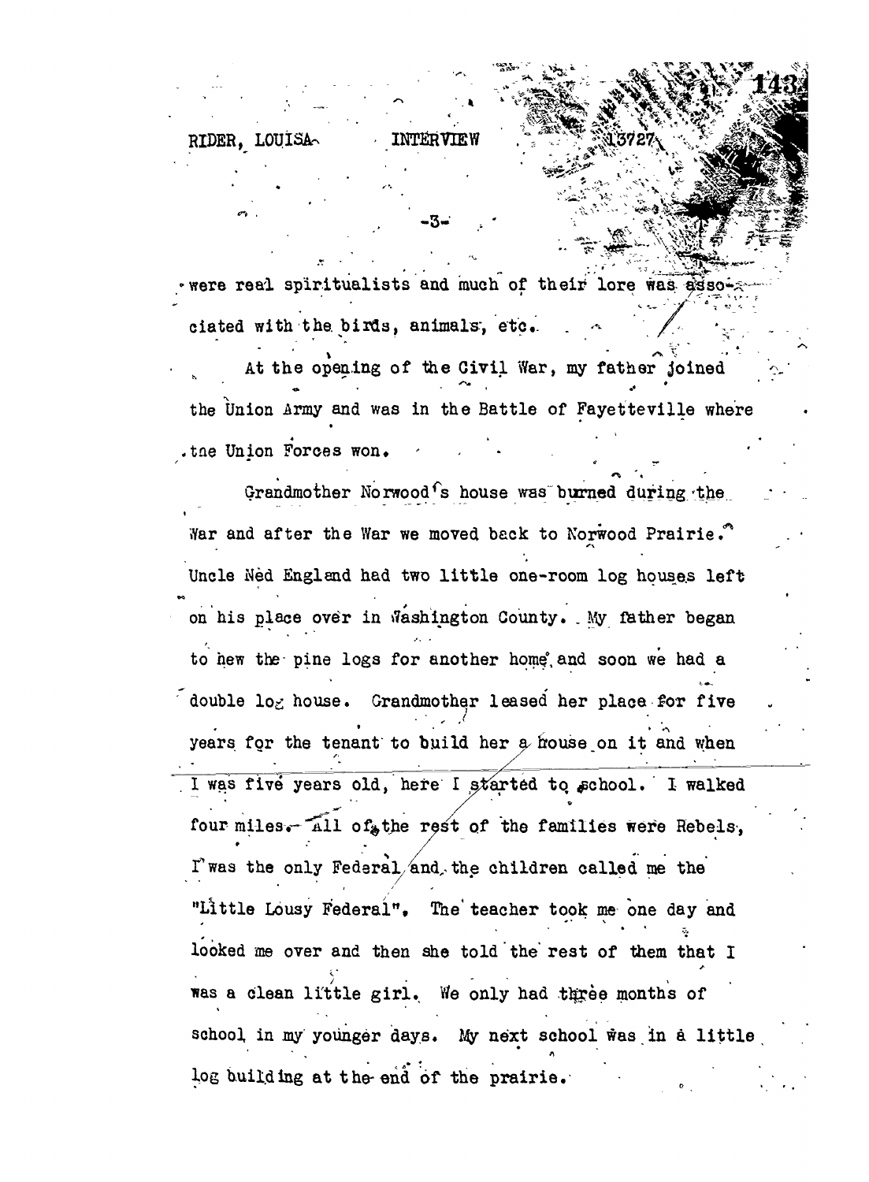were real spiritualists and much of their lore was associated with the birds, animals, etc.

At the opening of the Civil War, my father joined the Union Army and was in the Battle of Fayetteville where the Union Forces won.

Grandmother Norwood's house was burned during the War and after the War we moved back to Norwood Prairie. Uncle Ned England had two little one-room log houses left on his place over in Washington County. My father began to hew the pine logs for another home and soon we had a double log house. Grandmother leased her place for five years for the tenant to build her a house on it and when I was five years old, here I started to school. I walked four miles. All of the rest of the families were Rebels, I was the only Federal and the children called me the "Little Lousy Federal". The teacher took me one day and looked me over and then she told the rest of them that I was a clean little girl. We only had three months of school in my younger days. My next school was in a little log building at the end of the prairie.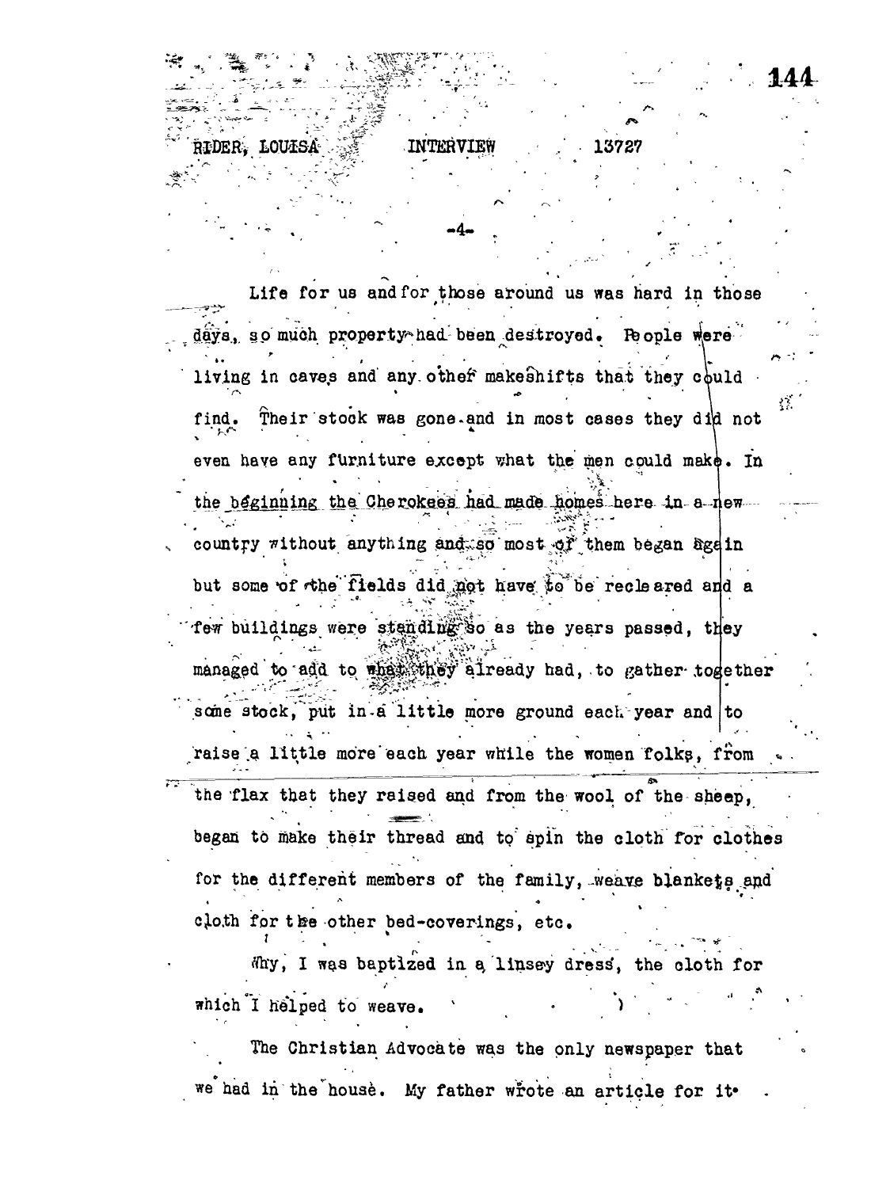Life for us and for those around us was hard in those days, so much property had been destroyed. People were living in caves and any other makeshifts that they could find. Their stock was gone and in most cases they did not even have any furniture except what the men could make. In the beginning the Cherokees had made homes here in a new country without anything and so most of them began again but some of the fields did not have to be recleared and a few buildings were standing so as the years passed, they managed to add to what they already had, to gather together some stock, put in a little more ground each year and to raise a little more each year while the women folks, from the flax that they raised and from the wool of the sheep, began to make their thread and to spin the cloth for clothes for the different members of the family, weave blankets and cloth for the other bed-coverings, etc.

Why, I was baptized in a linsey dress, the cloth for which I helped to weave.

The Christian Advocate was the only newspaper that we had in the house. My father wrote an article for it.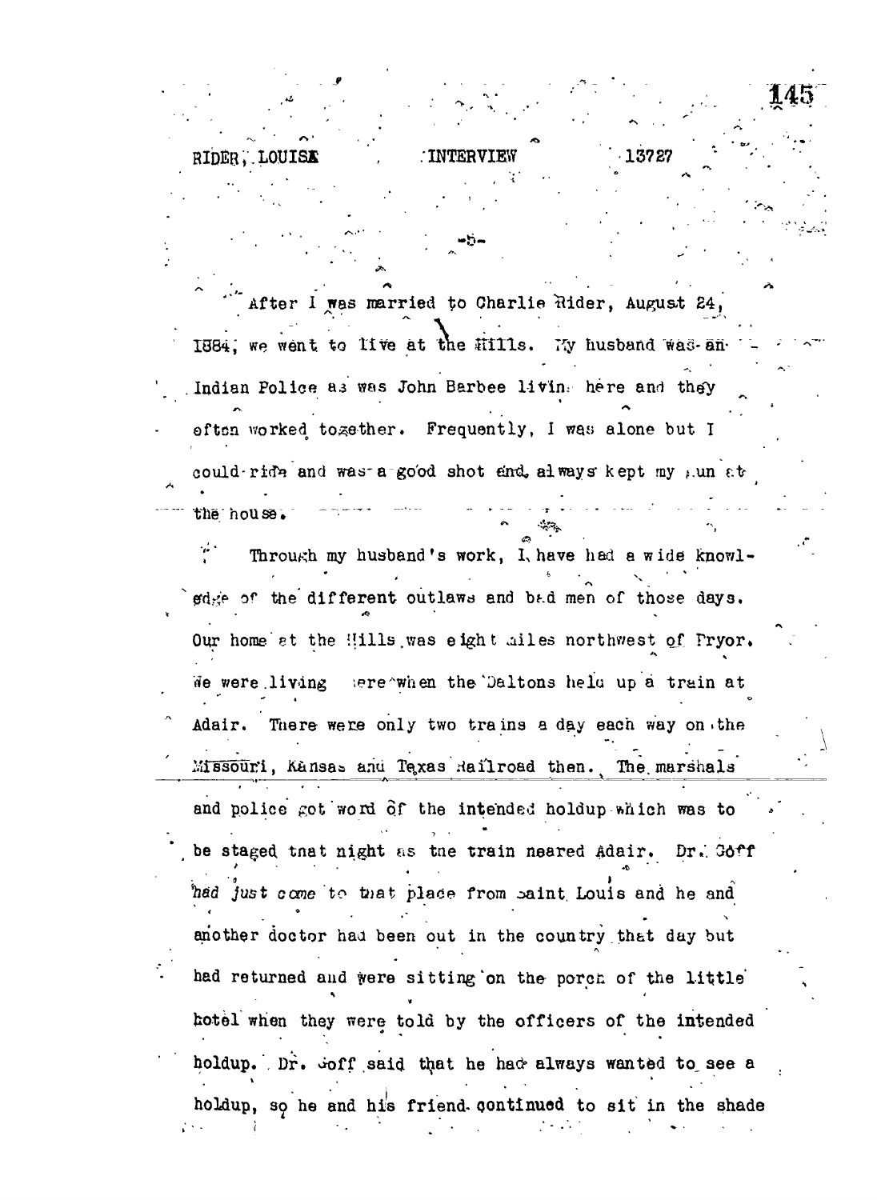After I was married to Charlie Rider, August 24, 1884, we went to live at the Hills. My husband was an Indian Police as was John Barbee living here and they often worked together. Frequently, I was alone but I could ride and was a good shot and always kept my gun at the house.

Through my husband's work, I have had a wide knowledge of the different outlaws and bad men of those days. Our home at the Hills was eight miles northwest of Pryor. We were living here when the Daltons held up a train at Adair. There were only two trains a day each way on the Missouri, Kansas and Texas Railroad then. The marshals and police got word of the intended holdup which was to be staged that night as the train neared Adair. Dr. Goff had just come to that place from Saint Louis and he and another doctor had been out in the country that day but had returned and were sitting on the porch of the little hotel when they were told by the officers of the intended holdup. Dr. Goff said that he had always wanted to see a holdup, so he and his friend continued to sit in the shade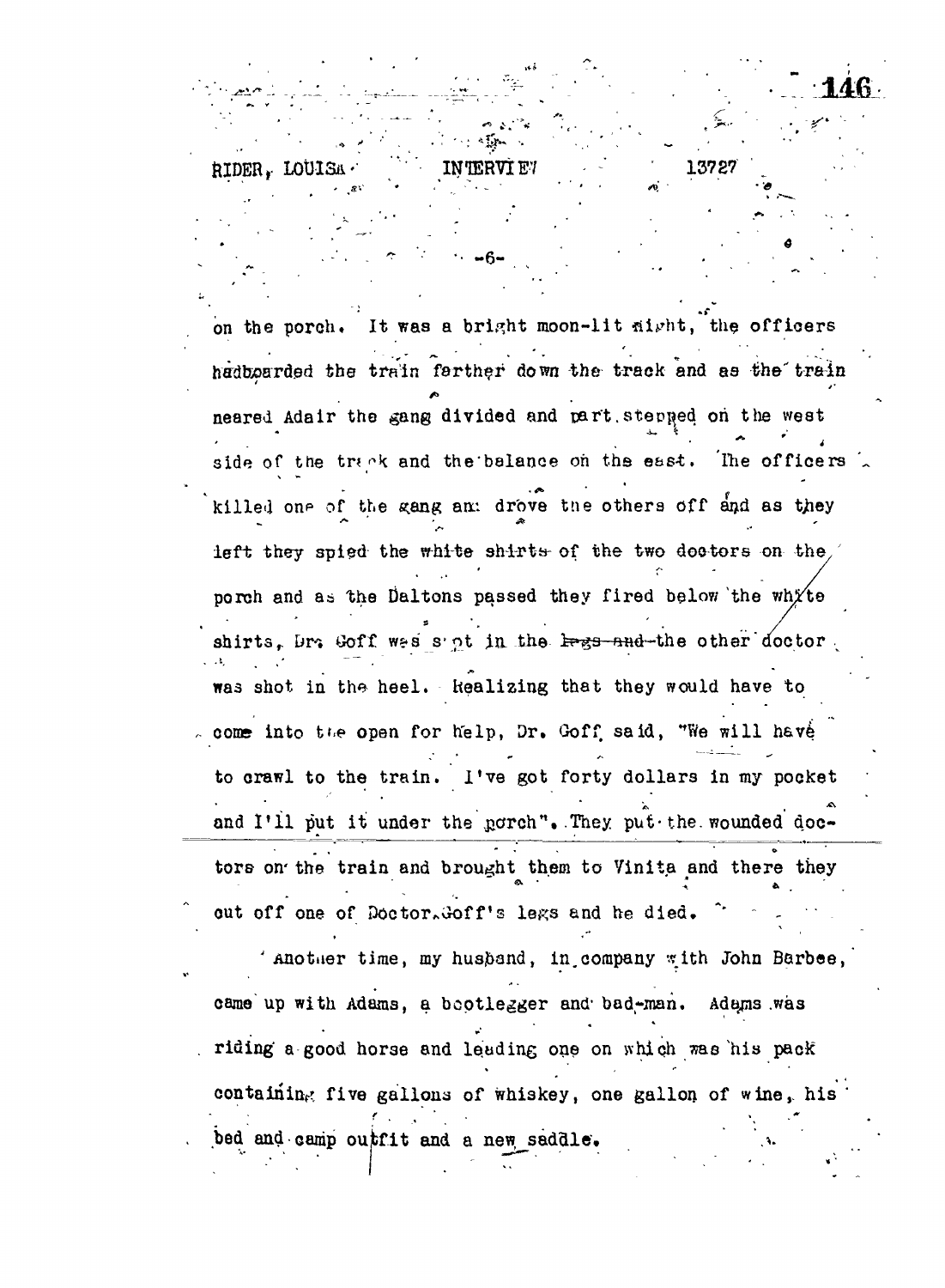on the porch. It was a bright moon-lit night, the officers hadboarded the train farther down the track and as the train neared Adair the gang divided and part stepped on the west side of the track and the balance on the east. The officers killed one of the gang and drove the others off and as they left they spied the white shirts of the two doctors on the porch and as the Daltons passed they fired below the white shirts, Dr. Goff was shot in the ~~legs and~~ the other doctor was shot in the heel. Realizing that they would have to come into the open for help, Dr. Goff said, "We will have to crawl to the train. I've got forty dollars in my pocket and I'll put it under the porch". They put the wounded doctors on the train and brought them to Vinita and there they cut off one of Doctor Goff's legs and he died.

Another time, my husband, in company with John Barbee, came up with Adams, a bootlegger and bad-man. Adams was riding a good horse and leading one on which was his pack containing five gallons of whiskey, one gallon of wine, his bed and camp outfit and a new saddle.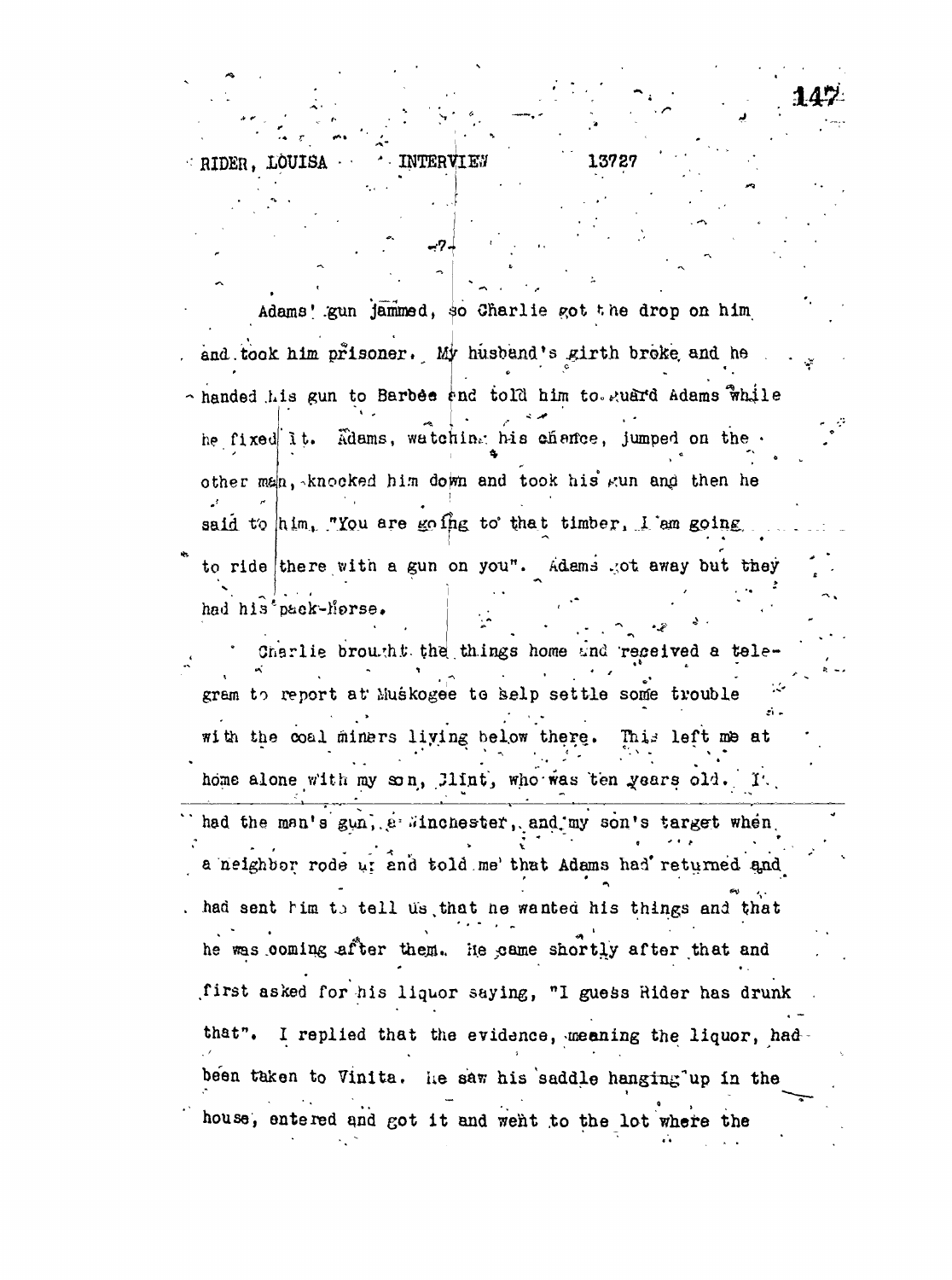Adams' gun jammed, so Charlie got the drop on him and took him prisoner. My husband's girth broke and he handed his gun to Barbee and told him to guard Adams while he fixed it. Adams, watching his chance, jumped on the other man, knocked him down and took his gun and then he said to him, "You are going to that timber, I am going to ride there with a gun on you". Adams got away but they had his pack-horse.

Charlie brought the things home and received a telegram to report at Muskogee to help settle some trouble with the coal miners living below there. This left me at home alone with my son, Clint, who was ten years old. I had the man's gun, a Winchester, and my son's target when a neighbor rode up and told me that Adams had returned and had sent him to tell us that he wanted his things and that he was coming after them. He came shortly after that and first asked for his liquor saying, "I guess Rider has drunk that". I replied that the evidence, meaning the liquor, had been taken to Vinita. He saw his saddle hanging up in the house, entered and got it and went to the lot where the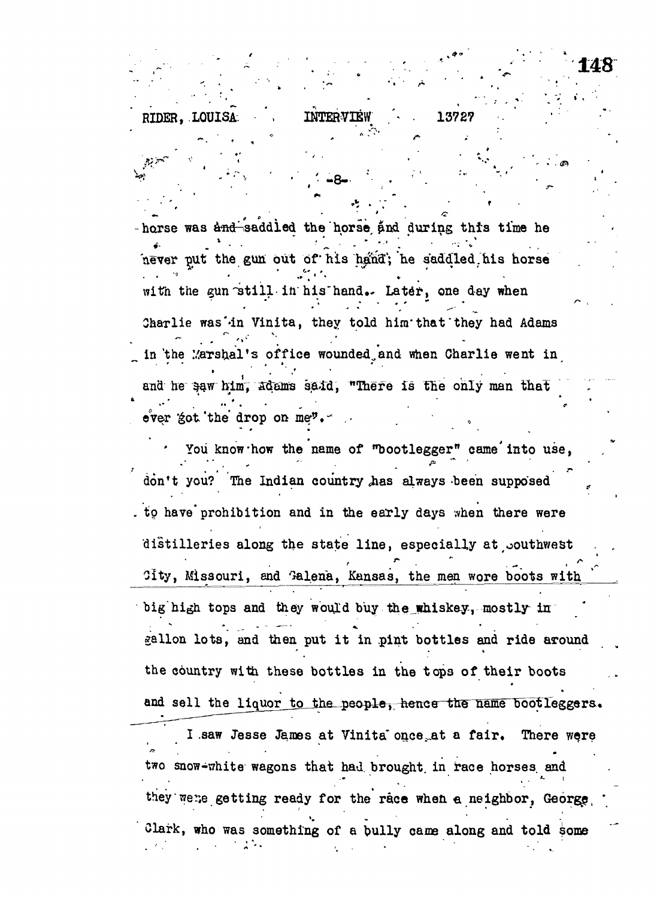horse was and saddled the horse and during this time he never put the gun out of his hand; he saddled his horse with the gun still in his hand. Later, one day when Charlie was in Vinita, they told him that they had Adams in the Marshal's office wounded and when Charlie went in and he saw him, Adams said, "There is the only man that ever got the drop on me".

You know how the name of "bootlegger" came into use, don't you? The Indian country has always been supposed to have prohibition and in the early days when there were distilleries along the state line, especially at Southwest City, Missouri, and Galena, Kansas, the men wore boots with big high tops and they would buy the whiskey, mostly in gallon lots, and then put it in pint bottles and ride around the country with these bottles in the tops of their boots and sell the liquor to the people, hence the name bootleggers.

I saw Jesse James at Vinita once at a fair. There were two snow-white wagons that had brought in race horses and they were getting ready for the race when a neighbor, George Clark, who was something of a bully came along and told some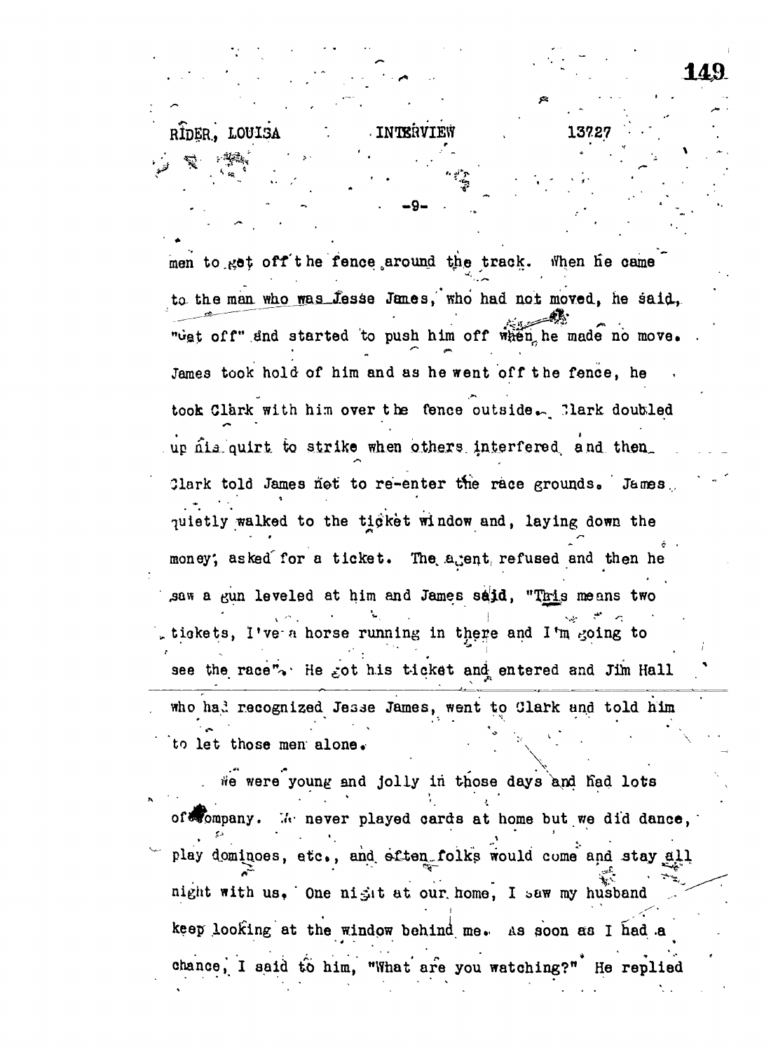men to get off the fence around the track. When he came to the man who was Jesse James, who had not moved, he said, "Get off" and started to push him off when he made no move. James took hold of him and as he went off the fence, he took Clark with him over the fence outside. Clark doubled up his quirt to strike when others interfered and then Clark told James not to re-enter the race grounds. James quietly walked to the ticket window and, laying down the money, asked for a ticket. The agent refused and then he saw a gun leveled at him and James said, "This means two tickets, I've a horse running in there and I'm going to see the race". He got his ticket and entered and Jim Hall who had recognized Jesse James, went to Clark and told him to let those men alone.

We were young and jolly in those days and had lots of company. We never played cards at home but we did dance, play dominoes, etc., and often folks would come and stay all night with us. One night at our home, I saw my husband keep looking at the window behind me. As soon as I had a chance, I said to him, "What are you watching?" He replied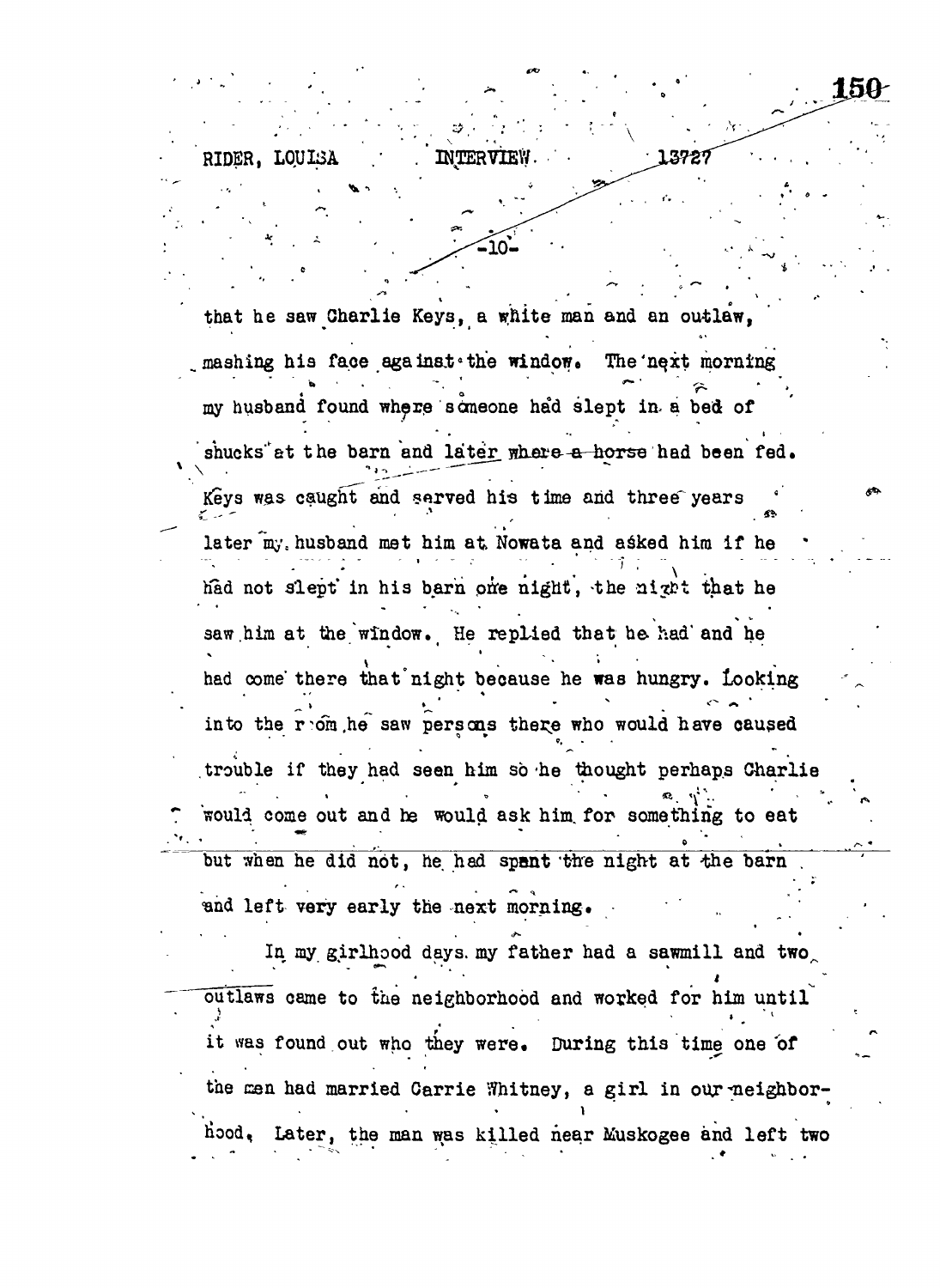that he saw Charlie Keys, a white man and an outlaw, mashing his face against the window. The next morning my husband found where someone had slept in a bed of shucks at the barn and later where a horse had been fed. Keys was caught and served his time and three years later my husband met him at Nowata and asked him if he had not slept in his barn one night, the night that he saw him at the window. He replied that he had and he had come there that night because he was hungry. Looking into the room he saw persons there who would have caused trouble if they had seen him so he thought perhaps Charlie would come out and he would ask him for something to eat but when he did not, he had spent the night at the barn and left very early the next morning.

In my girlhood days my father had a sawmill and two outlaws came to the neighborhood and worked for him until it was found out who they were. During this time one of the men had married Carrie Whitney, a girl in our neighborhood. Later, the man was killed near Muskogee and left two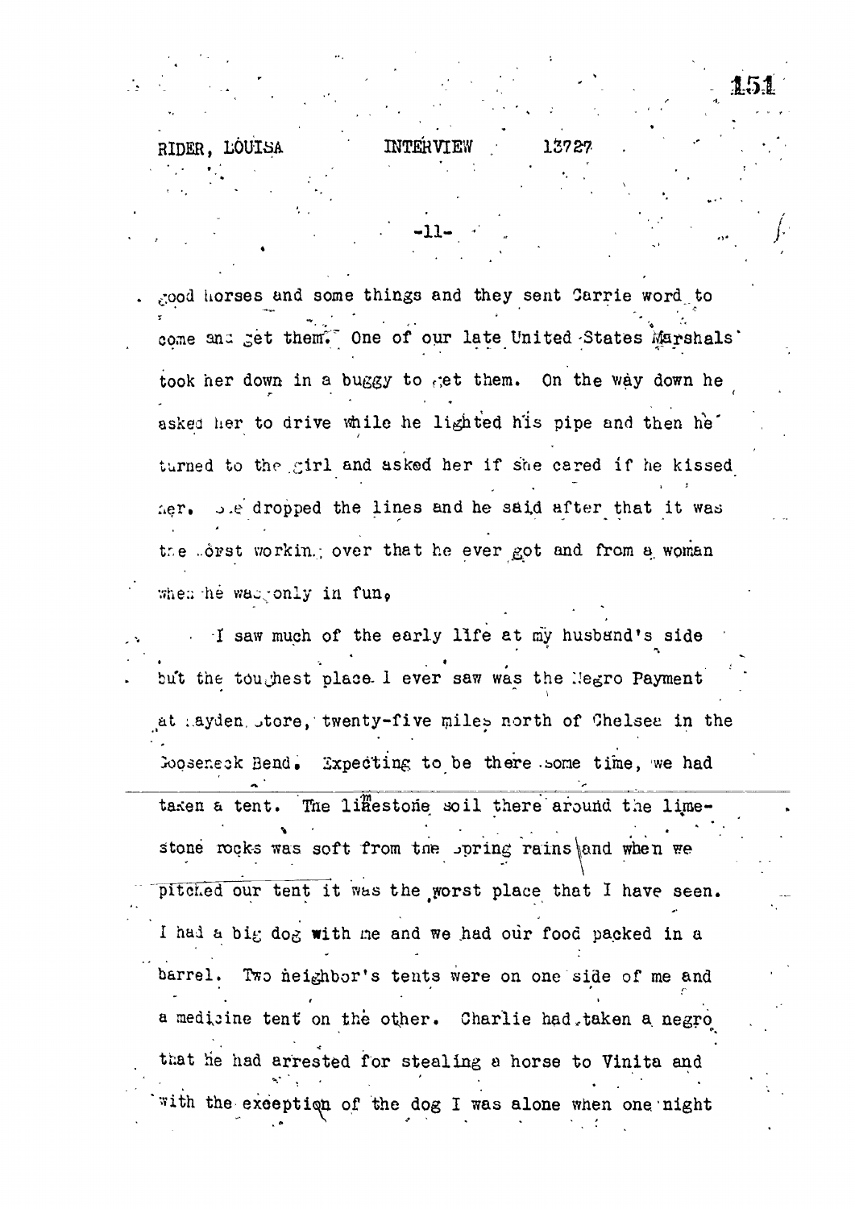good horses and some things and they sent Carrie word to come and get them. One of our late United States Marshals took her down in a buggy to get them. On the way down he asked her to drive while he lighted his pipe and then he turned to the girl and asked her if she cared if he kissed her. She dropped the lines and he said after that it was the worst working over that he ever got and from a woman when he was only in fun.

I saw much of the early life at my husband's side but the toughest place I ever saw was the Negro Payment at Hayden Store, twenty-five miles north of Chelsea in the Gooseneck Bend. Expecting to be there some time, we had taken a tent. The limestone soil there around the limestone rocks was soft from the spring rains and when we pitched our tent it was the worst place that I have seen. I had a big dog with me and we had our food packed in a barrel. Two neighbor's tents were on one side of me and a medicine tent on the other. Charlie had taken a negro that he had arrested for stealing a horse to Vinita and with the exception of the dog I was alone when one night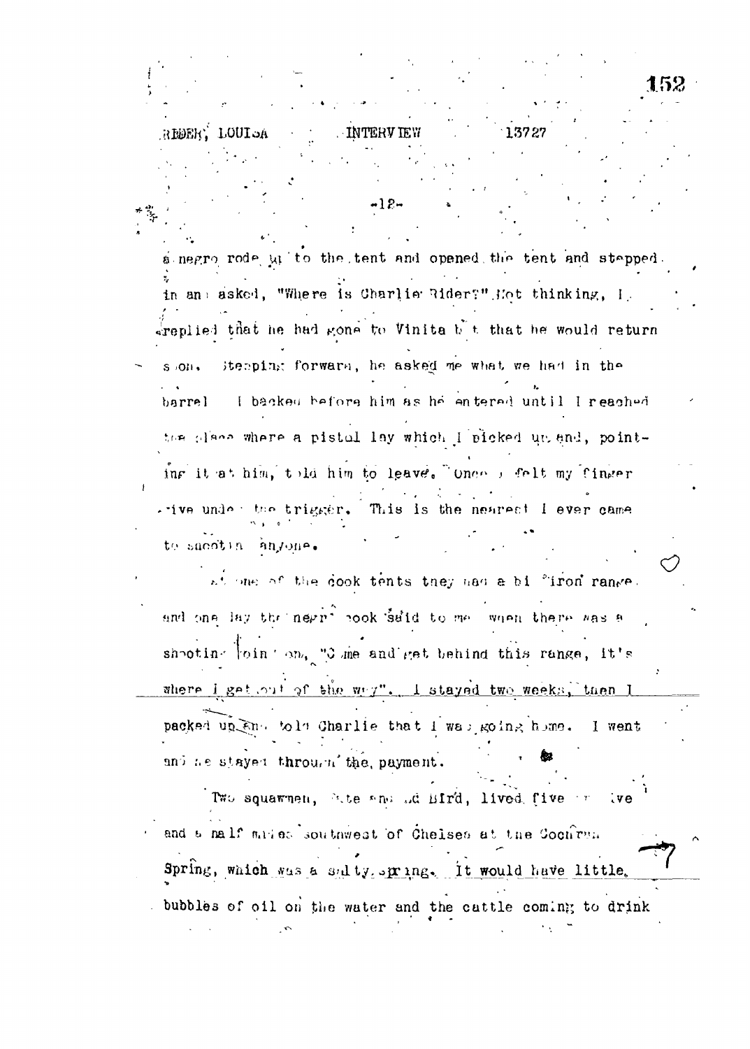a negro rode up to the tent and opened the tent and stepped in and asked, "Where is Charlie Rider?" Not thinking, I replied that he had gone to Vinita but that he would return soon. Stepping forward, he asked me what we had in the barrel. I backed before him as he entered until I reached the place where a pistol lay which I picked up and, pointing it at him, told him to leave. Once I felt my finger give under the trigger. This is the nearest I ever came to shooting anyone.

At one of the cook tents they had a big iron range and one day the negro cook said to me when there was a shooting going on, "Come and get behind this range, it's where I get out of the way". I stayed two weeks, then I packed up and told Charlie that I was going home. I went and he stayed through the payment.

Two squawmen, Pete and Ed Bird, lived five or five and a half miles southwest of Chelsea at the Cochran Spring, which was a salty spring. It would have little bubbles of oil on the water and the cattle coming to drink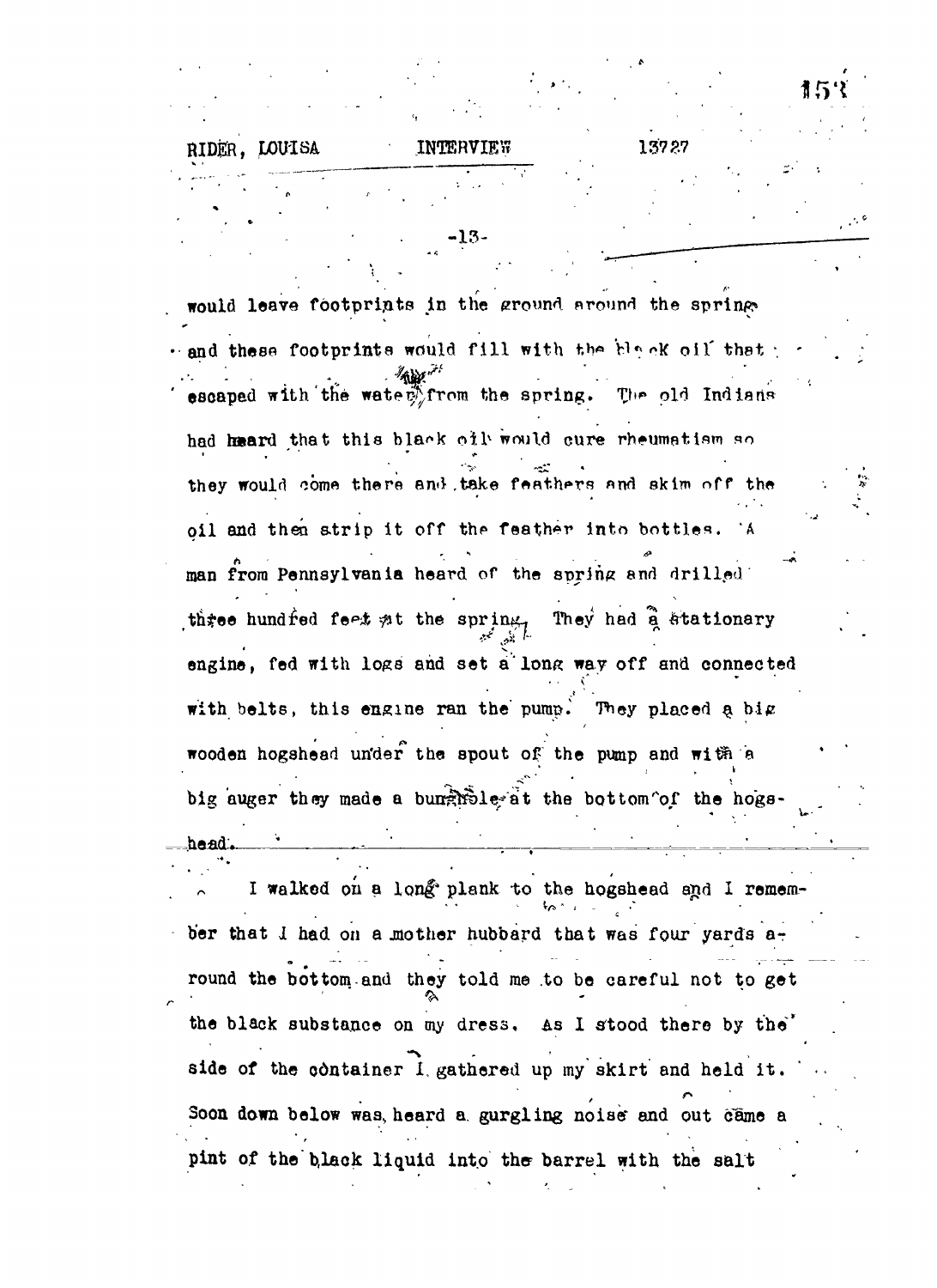would leave footprints in the ground around the spring and these footprints would fill with the black oil that escaped with the water from the spring. The old Indians had heard that this black oil would cure rheumatism so they would come there and take feathers and skim off the oil and then strip it off the feather into bottles. A man from Pennsylvania heard of the spring and drilled three hundred feet at the spring. They had a stationary engine, fed with logs and set a long way off and connected with belts, this engine ran the pump. They placed a big wooden hogshead under the spout of the pump and with a big auger they made a bunghole at the bottom of the hogshead.

I walked on a long plank to the hogshead and I remember that I had on a mother hubbard that was four yards around the bottom and they told me to be careful not to get the black substance on my dress. As I stood there by the side of the container I gathered up my skirt and held it. Soon down below was heard a gurgling noise and out came a pint of the black liquid into the barrel with the salt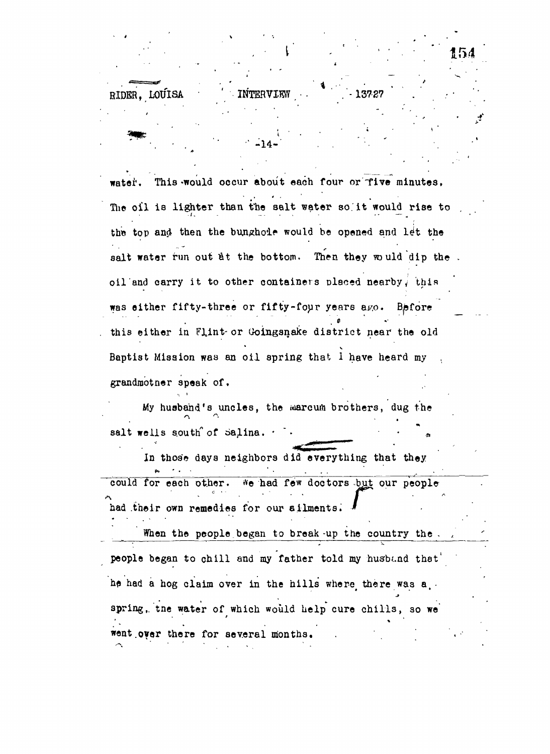water. This would occur about each four or five minutes. The oil is lighter than the salt water so it would rise to the top and then the bunghole would be opened and let the salt water run out at the bottom. Then they would dip the oil and carry it to other containers placed nearby, this was either fifty-three or fifty-four years ago. Before this either in Flint or Goingsnake district near the old Baptist Mission was an oil spring that I have heard my grandmother speak of.

My husband's uncles, the Marcum brothers, dug the salt wells south of Salina.

In those days neighbors did everything that they could for each other. We had few doctors but our people had their own remedies for our ailments.

When the people began to break up the country the people began to chill and my father told my husband that he had a hog claim over in the hills where there was a spring, the water of which would help cure chills, so we went over there for several months.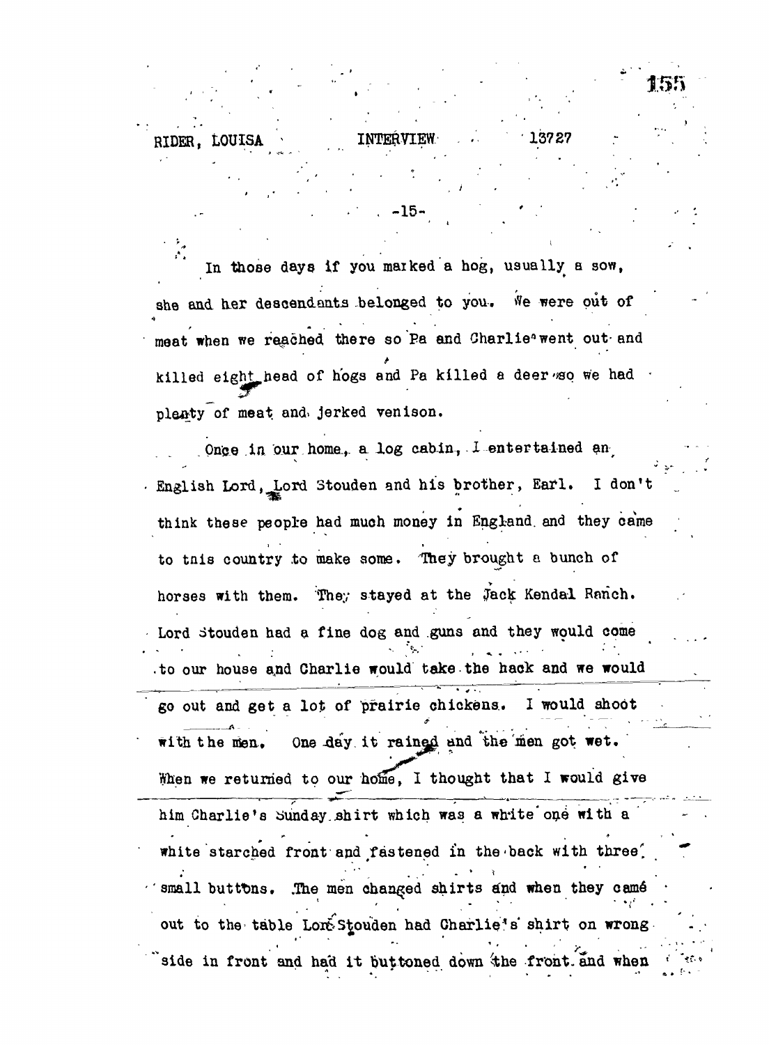In those days if you marked a hog, usually a sow, she and her descendants belonged to you. We were out of meat when we reached there so Pa and Charlie went out and killed eight head of hogs and Pa killed a deer so we had plenty of meat and jerked venison.

Once in our home, a log cabin, I entertained an English Lord, Lord Stouden and his brother, Earl. I don't think these people had much money in England and they came to this country to make some. They brought a bunch of horses with them. They stayed at the Jack Kendal Ranch. Lord Stouden had a fine dog and guns and they would come to our house and Charlie would take the hack and we would go out and get a lot of prairie chickens. I would shoot with the men. One day it rained and the men got wet. When we returned to our home, I thought that I would give him Charlie's Sunday shirt which was a white one with a white starched front and fastened in the back with three small buttons. The men changed shirts and when they came out to the table Lord Stouden had Charlie's shirt on wrong side in front and had it buttoned down the front and when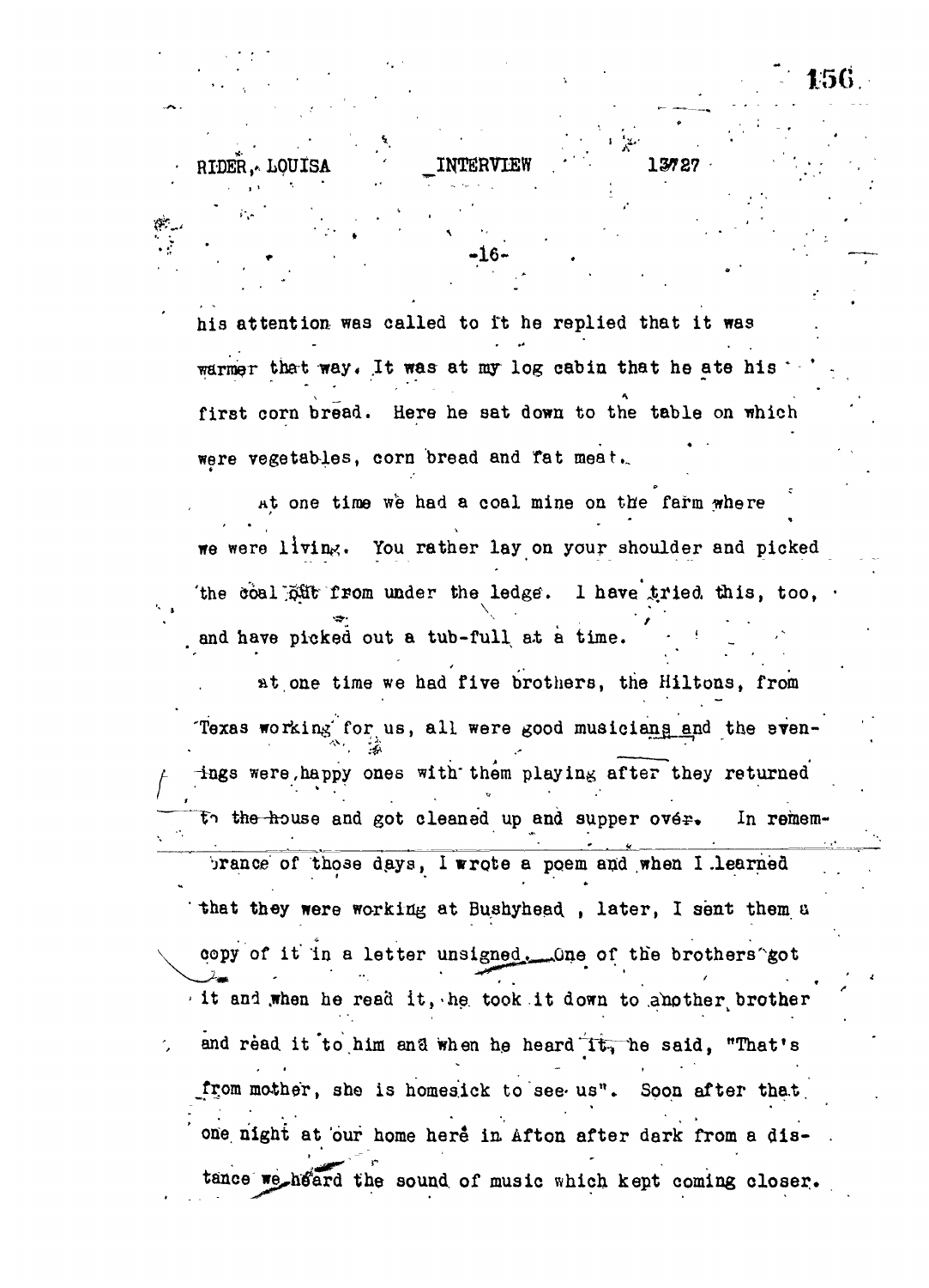his attention was called to it he replied that it was warmer that way. It was at my log cabin that he ate his first corn bread. Here he sat down to the table on which were vegetables, corn bread and fat meat.

At one time we had a coal mine on the farm where we were living. You rather lay on your shoulder and picked the coal out from under the ledge. I have tried this, too, and have picked out a tub-full at a time.

At one time we had five brothers, the Hiltons, from Texas working for us, all were good musicians and the evenings were happy ones with them playing after they returned to the house and got cleaned up and supper over. In remembrance of those days, I wrote a poem and when I learned that they were working at Bushyhead, later, I sent them a copy of it in a letter unsigned. One of the brothers got it and when he read it, he took it down to another brother and read it to him and when he heard it, he said, "That's from mother, she is homesick to see us". Soon after that one night at our home here in Afton after dark from a distance we heard the sound of music which kept coming closer.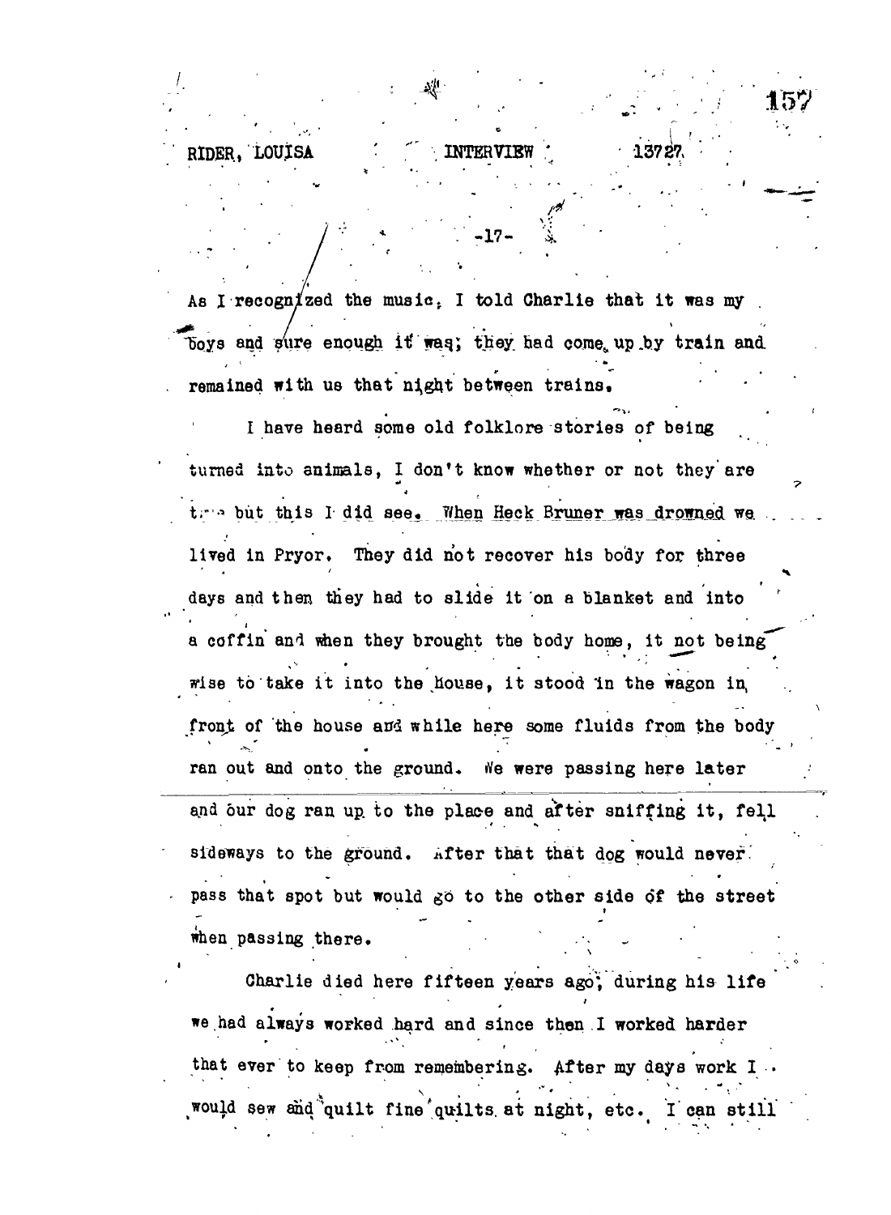As I recognized the music, I told Charlie that it was my boys and sure enough it was; they had come up by train and remained with us that night between trains.

I have heard some old folklore stories of being turned into animals, I don't know whether or not they are true but this I did see. When Heck Bruner was drowned we lived in Pryor. They did not recover his body for three days and then they had to slide it on a blanket and into a coffin and when they brought the body home, it not being wise to take it into the house, it stood in the wagon in front of the house and while here some fluids from the body ran out and onto the ground. We were passing here later and our dog ran up to the place and after sniffing it, fell sideways to the ground. After that that dog would never pass that spot but would go to the other side of the street when passing there.

Charlie died here fifteen years ago; during his life we had always worked hard and since then I worked harder that ever to keep from remembering. After my days work I would sew and quilt fine quilts at night, etc. I can still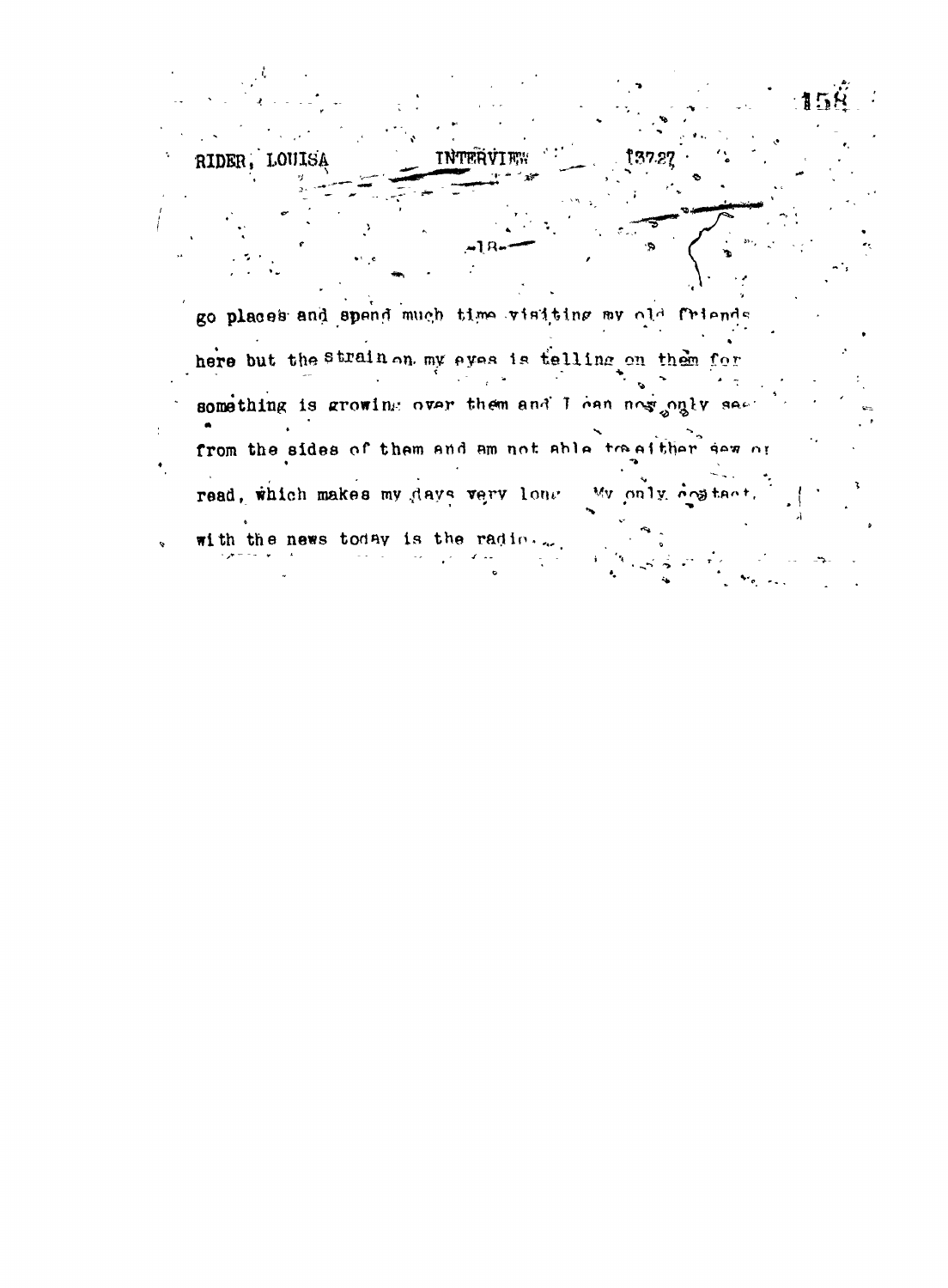go places and spend much time visiting my old friends here but the strain on my eyes is telling on them for something is growing over them and I can now only see from the sides of them and am not able to either sew or read, which makes my days very long. My only contact with the news today is the radio.